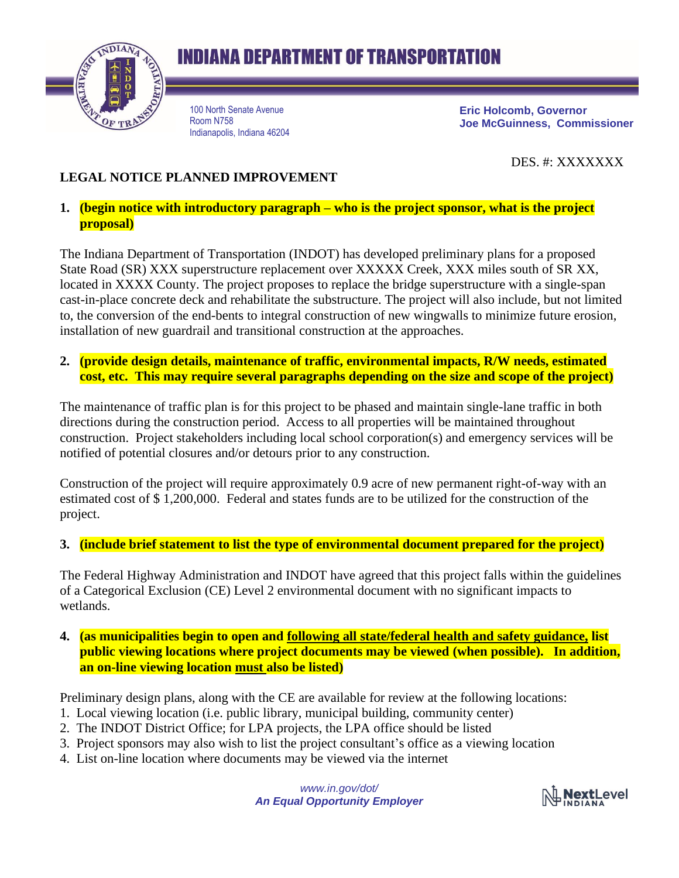# INDIANA DEPARTMENT OF TRANSPORTATION

100 North Senate Avenue
Room N758
Indianapolis, Indiana 46204

**Eric Holcomb, Governor**
**Joe McGuinness, Commissioner**

DES. #: XXXXXXX

**LEGAL NOTICE PLANNED IMPROVEMENT**

1. **(begin notice with introductory paragraph – who is the project sponsor, what is the project proposal)**

The Indiana Department of Transportation (INDOT) has developed preliminary plans for a proposed State Road (SR) XXX superstructure replacement over XXXXX Creek, XXX miles south of SR XX, located in XXXX County. The project proposes to replace the bridge superstructure with a single-span cast-in-place concrete deck and rehabilitate the substructure. The project will also include, but not limited to, the conversion of the end-bents to integral construction of new wingwalls to minimize future erosion, installation of new guardrail and transitional construction at the approaches.

2. **(provide design details, maintenance of traffic, environmental impacts, R/W needs, estimated cost, etc. This may require several paragraphs depending on the size and scope of the project)**

The maintenance of traffic plan is for this project to be phased and maintain single-lane traffic in both directions during the construction period. Access to all properties will be maintained throughout construction. Project stakeholders including local school corporation(s) and emergency services will be notified of potential closures and/or detours prior to any construction.

Construction of the project will require approximately 0.9 acre of new permanent right-of-way with an estimated cost of $ 1,200,000. Federal and states funds are to be utilized for the construction of the project.

3. **(include brief statement to list the type of environmental document prepared for the project)**

The Federal Highway Administration and INDOT have agreed that this project falls within the guidelines of a Categorical Exclusion (CE) Level 2 environmental document with no significant impacts to wetlands.

4. **(as municipalities begin to open and <u>following all state/federal health and safety guidance,</u> list public viewing locations where project documents may be viewed (when possible). In addition, an on-line viewing location <u>must</u> also be listed)**

Preliminary design plans, along with the CE are available for review at the following locations:

1. Local viewing location (i.e. public library, municipal building, community center)
2. The INDOT District Office; for LPA projects, the LPA office should be listed
3. Project sponsors may also wish to list the project consultant's office as a viewing location
4. List on-line location where documents may be viewed via the internet

*www.in.gov/dot/*
***An Equal Opportunity Employer***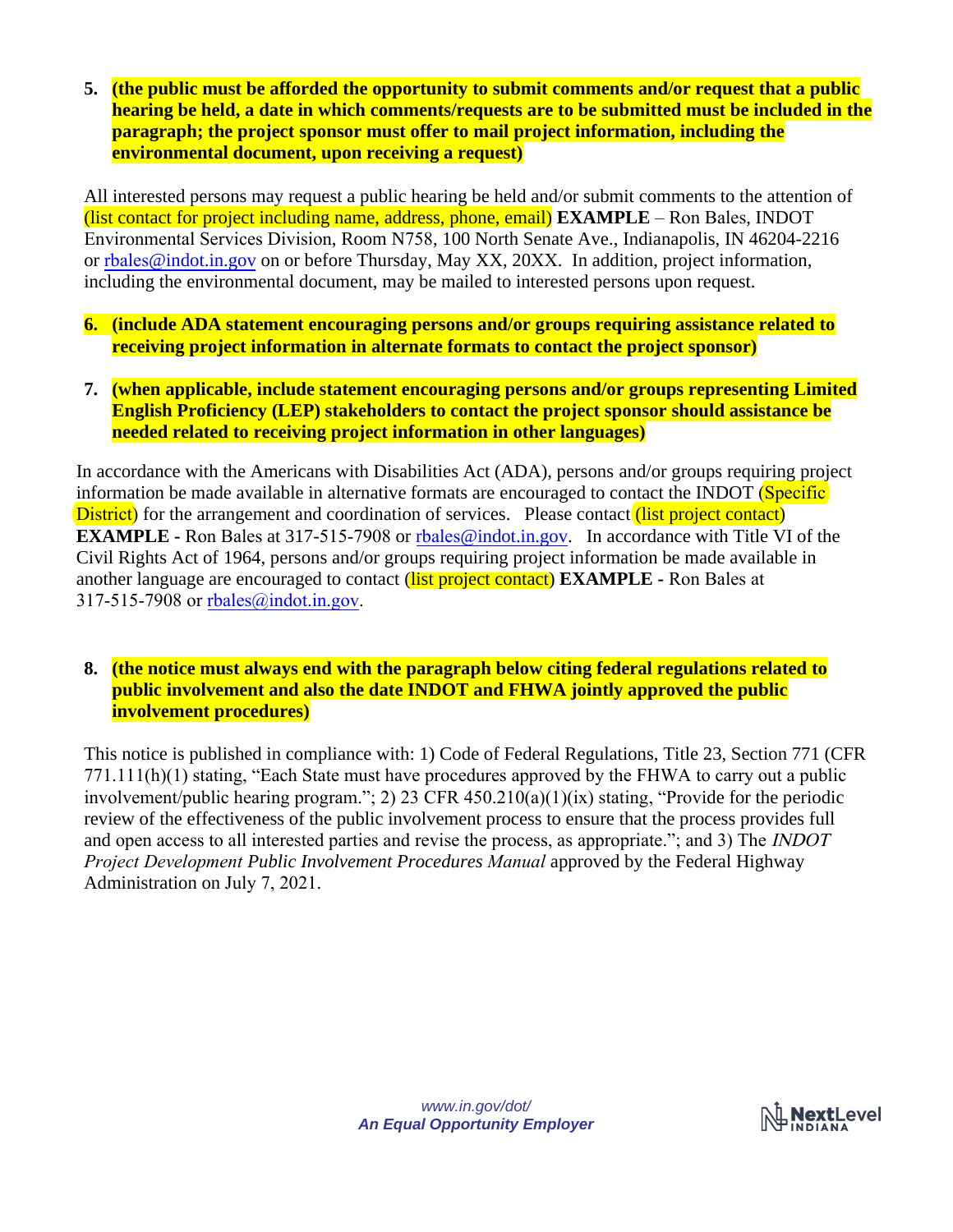5. **(the public must be afforded the opportunity to submit comments and/or request that a public hearing be held, a date in which comments/requests are to be submitted must be included in the paragraph; the project sponsor must offer to mail project information, including the environmental document, upon receiving a request)**

All interested persons may request a public hearing be held and/or submit comments to the attention of (list contact for project including name, address, phone, email) **EXAMPLE** – Ron Bales, INDOT Environmental Services Division, Room N758, 100 North Senate Ave., Indianapolis, IN 46204-2216 or rbales@indot.in.gov on or before Thursday, May XX, 20XX. In addition, project information, including the environmental document, may be mailed to interested persons upon request.

6. **(include ADA statement encouraging persons and/or groups requiring assistance related to receiving project information in alternate formats to contact the project sponsor)**

7. **(when applicable, include statement encouraging persons and/or groups representing Limited English Proficiency (LEP) stakeholders to contact the project sponsor should assistance be needed related to receiving project information in other languages)**

In accordance with the Americans with Disabilities Act (ADA), persons and/or groups requiring project information be made available in alternative formats are encouraged to contact the INDOT (Specific District) for the arrangement and coordination of services. Please contact (list project contact) **EXAMPLE -** Ron Bales at 317-515-7908 or rbales@indot.in.gov. In accordance with Title VI of the Civil Rights Act of 1964, persons and/or groups requiring project information be made available in another language are encouraged to contact (list project contact) **EXAMPLE -** Ron Bales at 317-515-7908 or rbales@indot.in.gov.

8. **(the notice must always end with the paragraph below citing federal regulations related to public involvement and also the date INDOT and FHWA jointly approved the public involvement procedures)**

This notice is published in compliance with: 1) Code of Federal Regulations, Title 23, Section 771 (CFR 771.111(h)(1) stating, "Each State must have procedures approved by the FHWA to carry out a public involvement/public hearing program."; 2) 23 CFR 450.210(a)(1)(ix) stating, "Provide for the periodic review of the effectiveness of the public involvement process to ensure that the process provides full and open access to all interested parties and revise the process, as appropriate."; and 3) The *INDOT Project Development Public Involvement Procedures Manual* approved by the Federal Highway Administration on July 7, 2021.